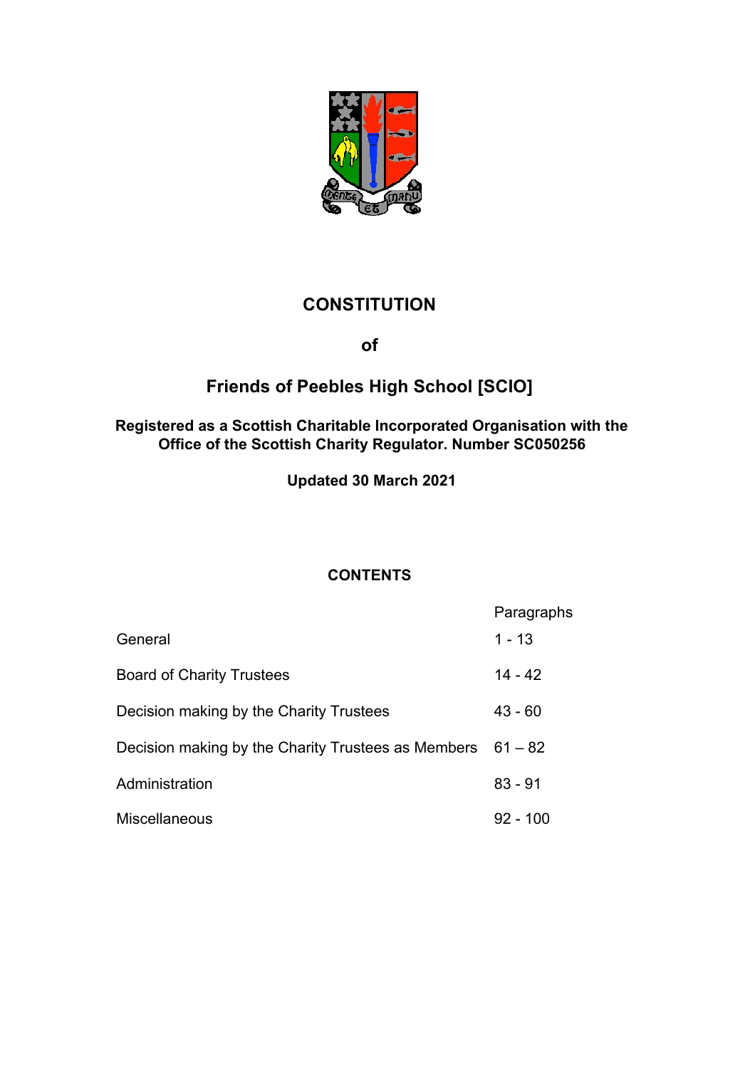# CONSTITUTION

**of**

## Friends of Peebles High School [SCIO]

**Registered as a Scottish Charitable Incorporated Organisation with the Office of the Scottish Charity Regulator. Number SC050256**

**Updated 30 March 2021**

### CONTENTS

| | Paragraphs |
|---|---|
| General | 1 - 13 |
| Board of Charity Trustees | 14 - 42 |
| Decision making by the Charity Trustees | 43 - 60 |
| Decision making by the Charity Trustees as Members | 61 – 82 |
| Administration | 83 - 91 |
| Miscellaneous | 92 - 100 |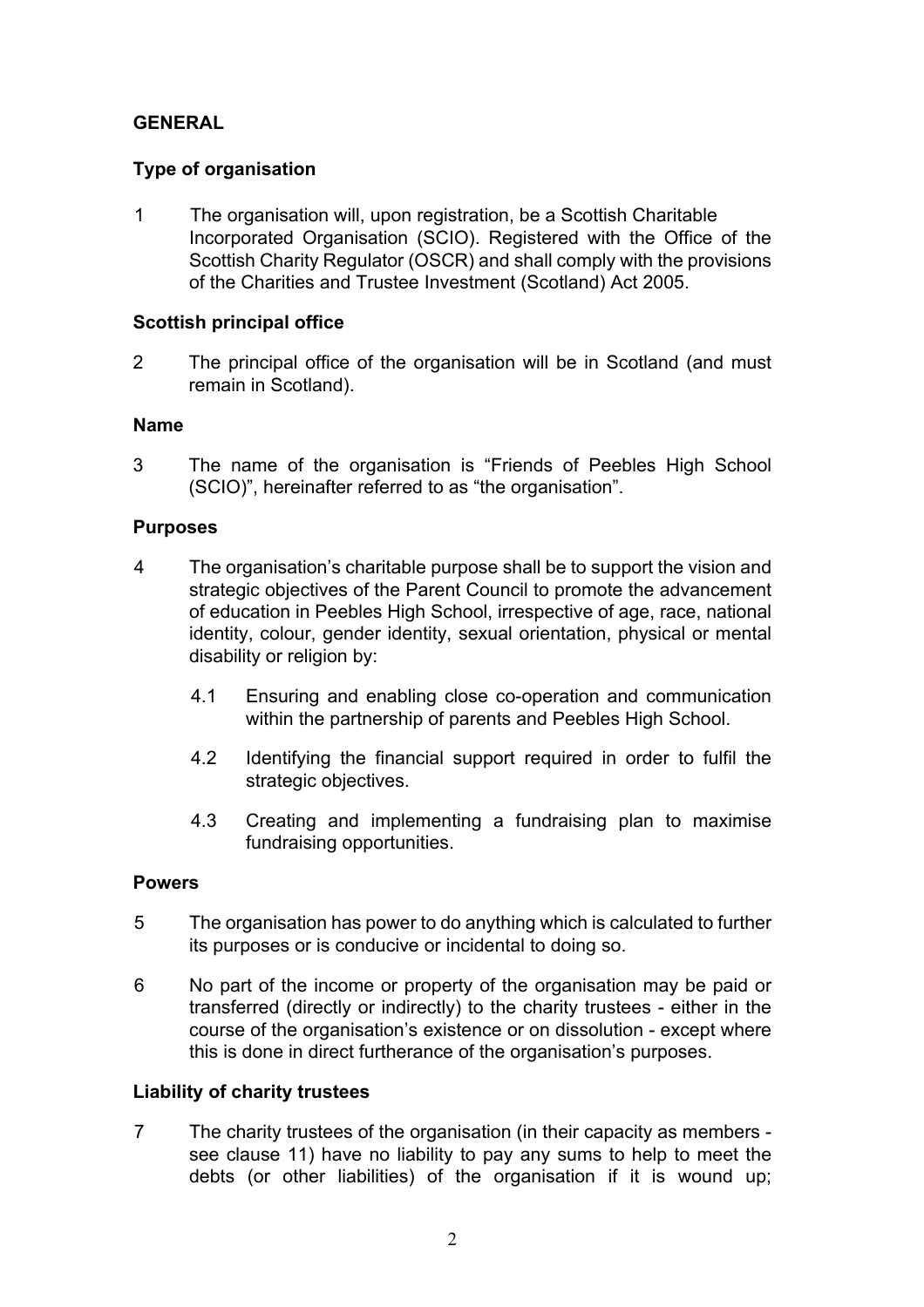## GENERAL

### Type of organisation

1 The organisation will, upon registration, be a Scottish Charitable Incorporated Organisation (SCIO). Registered with the Office of the Scottish Charity Regulator (OSCR) and shall comply with the provisions of the Charities and Trustee Investment (Scotland) Act 2005.

### Scottish principal office

2 The principal office of the organisation will be in Scotland (and must remain in Scotland).

### Name

3 The name of the organisation is "Friends of Peebles High School (SCIO)", hereinafter referred to as "the organisation".

### Purposes

4 The organisation's charitable purpose shall be to support the vision and strategic objectives of the Parent Council to promote the advancement of education in Peebles High School, irrespective of age, race, national identity, colour, gender identity, sexual orientation, physical or mental disability or religion by:

4.1 Ensuring and enabling close co-operation and communication within the partnership of parents and Peebles High School.

4.2 Identifying the financial support required in order to fulfil the strategic objectives.

4.3 Creating and implementing a fundraising plan to maximise fundraising opportunities.

### Powers

5 The organisation has power to do anything which is calculated to further its purposes or is conducive or incidental to doing so.

6 No part of the income or property of the organisation may be paid or transferred (directly or indirectly) to the charity trustees - either in the course of the organisation's existence or on dissolution - except where this is done in direct furtherance of the organisation's purposes.

### Liability of charity trustees

7 The charity trustees of the organisation (in their capacity as members - see clause 11) have no liability to pay any sums to help to meet the debts (or other liabilities) of the organisation if it is wound up;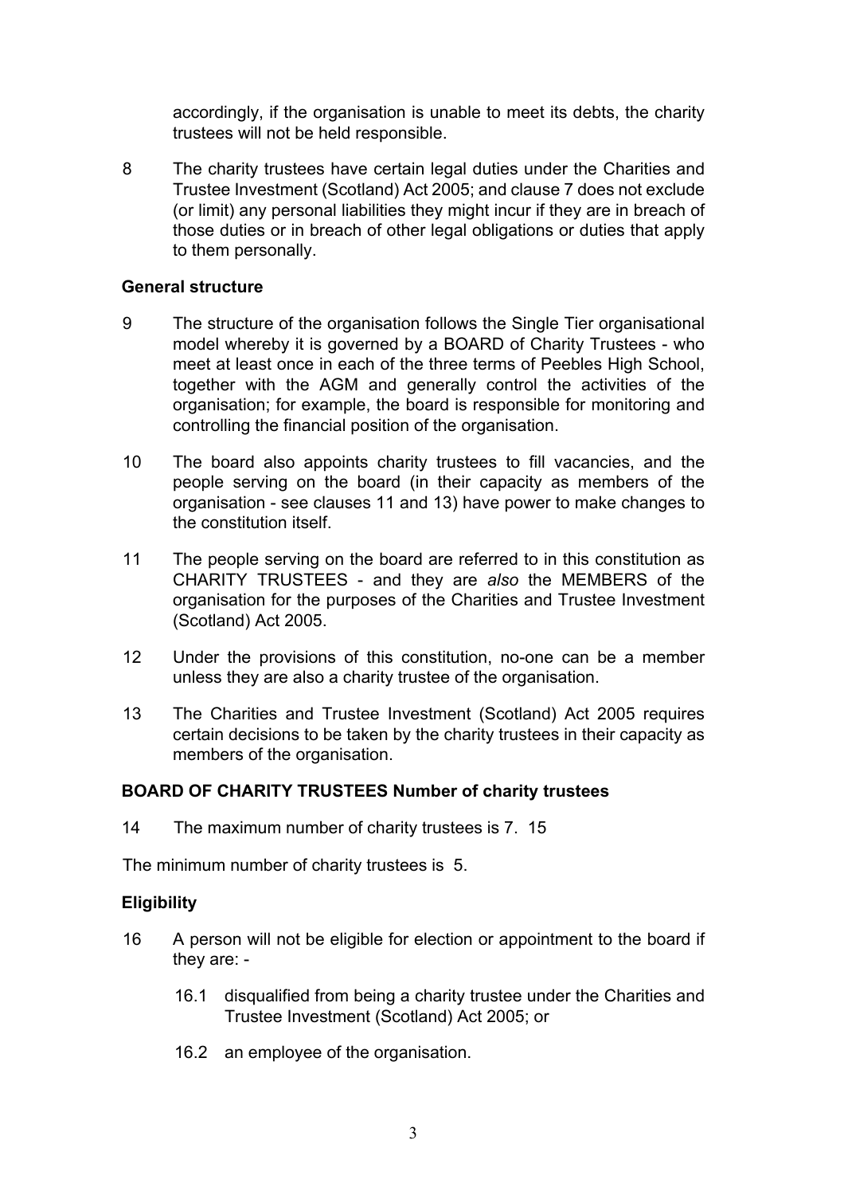accordingly, if the organisation is unable to meet its debts, the charity trustees will not be held responsible.

8 The charity trustees have certain legal duties under the Charities and Trustee Investment (Scotland) Act 2005; and clause 7 does not exclude (or limit) any personal liabilities they might incur if they are in breach of those duties or in breach of other legal obligations or duties that apply to them personally.

**General structure**

9 The structure of the organisation follows the Single Tier organisational model whereby it is governed by a BOARD of Charity Trustees - who meet at least once in each of the three terms of Peebles High School, together with the AGM and generally control the activities of the organisation; for example, the board is responsible for monitoring and controlling the financial position of the organisation.

10 The board also appoints charity trustees to fill vacancies, and the people serving on the board (in their capacity as members of the organisation - see clauses 11 and 13) have power to make changes to the constitution itself.

11 The people serving on the board are referred to in this constitution as CHARITY TRUSTEES - and they are *also* the MEMBERS of the organisation for the purposes of the Charities and Trustee Investment (Scotland) Act 2005.

12 Under the provisions of this constitution, no-one can be a member unless they are also a charity trustee of the organisation.

13 The Charities and Trustee Investment (Scotland) Act 2005 requires certain decisions to be taken by the charity trustees in their capacity as members of the organisation.

**BOARD OF CHARITY TRUSTEES Number of charity trustees**

14 The maximum number of charity trustees is 7. 15

The minimum number of charity trustees is 5.

**Eligibility**

16 A person will not be eligible for election or appointment to the board if they are: -

16.1 disqualified from being a charity trustee under the Charities and Trustee Investment (Scotland) Act 2005; or

16.2 an employee of the organisation.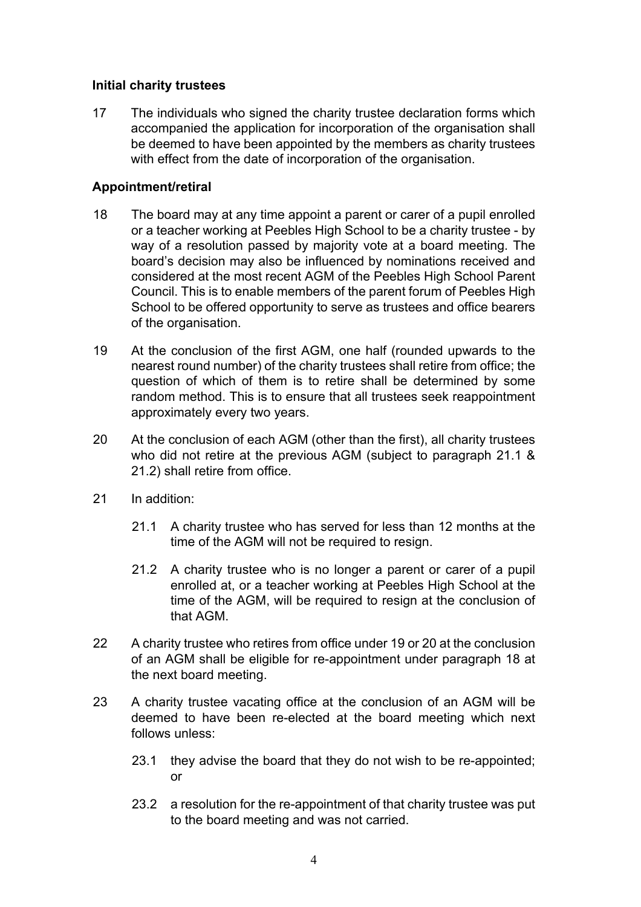### Initial charity trustees

17 The individuals who signed the charity trustee declaration forms which accompanied the application for incorporation of the organisation shall be deemed to have been appointed by the members as charity trustees with effect from the date of incorporation of the organisation.

### Appointment/retiral

18 The board may at any time appoint a parent or carer of a pupil enrolled or a teacher working at Peebles High School to be a charity trustee - by way of a resolution passed by majority vote at a board meeting. The board's decision may also be influenced by nominations received and considered at the most recent AGM of the Peebles High School Parent Council. This is to enable members of the parent forum of Peebles High School to be offered opportunity to serve as trustees and office bearers of the organisation.

19 At the conclusion of the first AGM, one half (rounded upwards to the nearest round number) of the charity trustees shall retire from office; the question of which of them is to retire shall be determined by some random method. This is to ensure that all trustees seek reappointment approximately every two years.

20 At the conclusion of each AGM (other than the first), all charity trustees who did not retire at the previous AGM (subject to paragraph 21.1 & 21.2) shall retire from office.

21 In addition:

21.1 A charity trustee who has served for less than 12 months at the time of the AGM will not be required to resign.

21.2 A charity trustee who is no longer a parent or carer of a pupil enrolled at, or a teacher working at Peebles High School at the time of the AGM, will be required to resign at the conclusion of that AGM.

22 A charity trustee who retires from office under 19 or 20 at the conclusion of an AGM shall be eligible for re-appointment under paragraph 18 at the next board meeting.

23 A charity trustee vacating office at the conclusion of an AGM will be deemed to have been re-elected at the board meeting which next follows unless:

23.1 they advise the board that they do not wish to be re-appointed; or

23.2 a resolution for the re-appointment of that charity trustee was put to the board meeting and was not carried.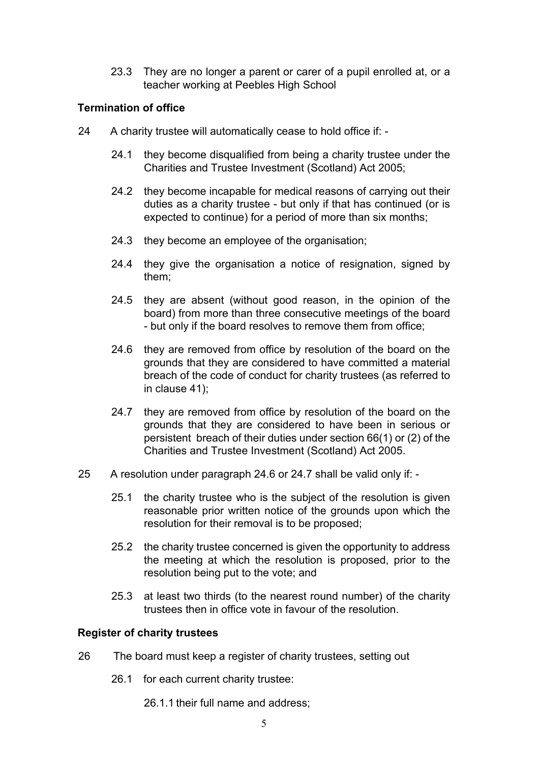23.3 They are no longer a parent or carer of a pupil enrolled at, or a teacher working at Peebles High School

**Termination of office**

24 A charity trustee will automatically cease to hold office if: -

24.1 they become disqualified from being a charity trustee under the Charities and Trustee Investment (Scotland) Act 2005;

24.2 they become incapable for medical reasons of carrying out their duties as a charity trustee - but only if that has continued (or is expected to continue) for a period of more than six months;

24.3 they become an employee of the organisation;

24.4 they give the organisation a notice of resignation, signed by them;

24.5 they are absent (without good reason, in the opinion of the board) from more than three consecutive meetings of the board - but only if the board resolves to remove them from office;

24.6 they are removed from office by resolution of the board on the grounds that they are considered to have committed a material breach of the code of conduct for charity trustees (as referred to in clause 41);

24.7 they are removed from office by resolution of the board on the grounds that they are considered to have been in serious or persistent breach of their duties under section 66(1) or (2) of the Charities and Trustee Investment (Scotland) Act 2005.

25 A resolution under paragraph 24.6 or 24.7 shall be valid only if: -

25.1 the charity trustee who is the subject of the resolution is given reasonable prior written notice of the grounds upon which the resolution for their removal is to be proposed;

25.2 the charity trustee concerned is given the opportunity to address the meeting at which the resolution is proposed, prior to the resolution being put to the vote; and

25.3 at least two thirds (to the nearest round number) of the charity trustees then in office vote in favour of the resolution.

**Register of charity trustees**

26 The board must keep a register of charity trustees, setting out

26.1 for each current charity trustee:

26.1.1 their full name and address;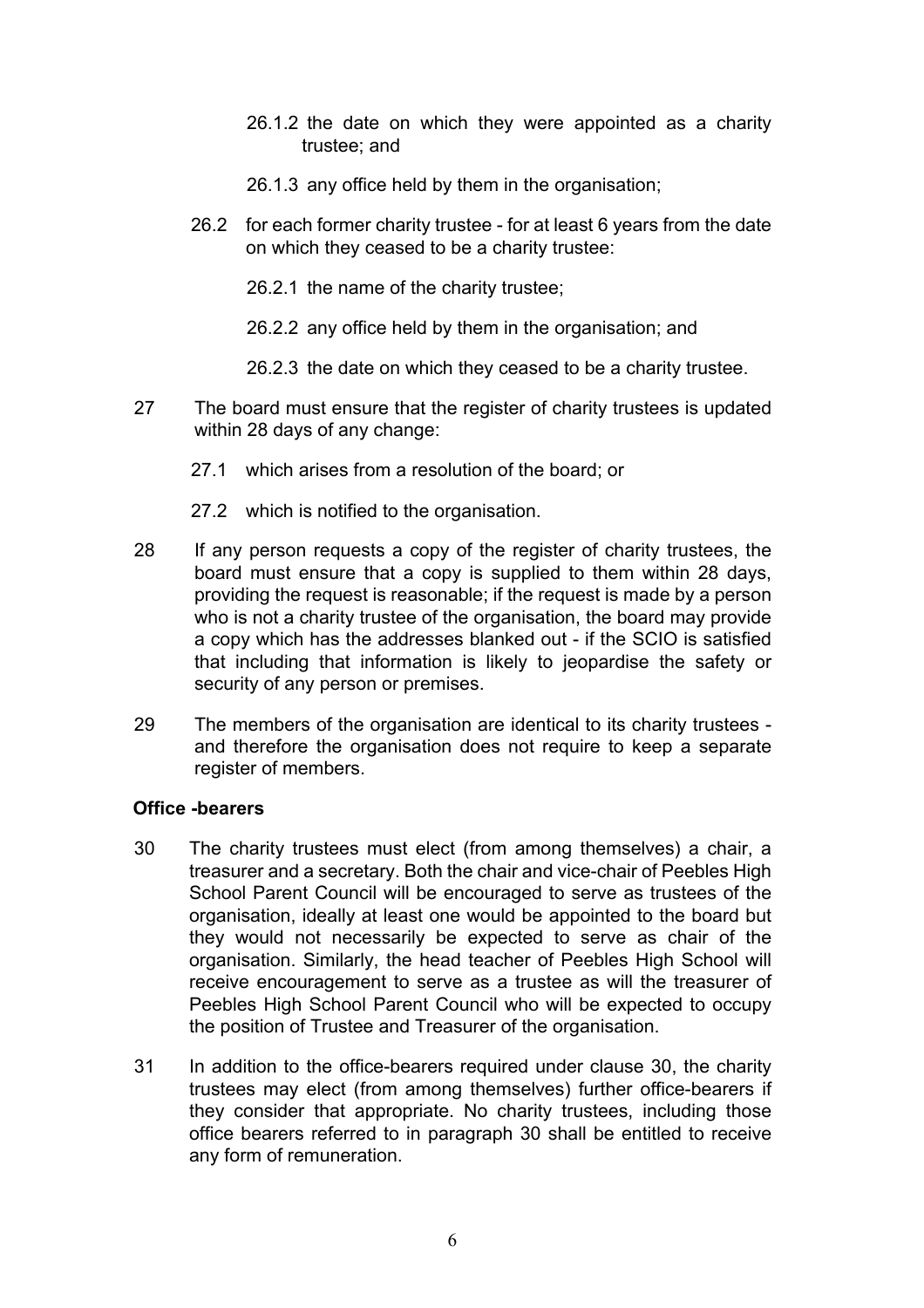26.1.2 the date on which they were appointed as a charity trustee; and

26.1.3 any office held by them in the organisation;

26.2 for each former charity trustee - for at least 6 years from the date on which they ceased to be a charity trustee:

26.2.1 the name of the charity trustee;

26.2.2 any office held by them in the organisation; and

26.2.3 the date on which they ceased to be a charity trustee.

27 The board must ensure that the register of charity trustees is updated within 28 days of any change:

27.1 which arises from a resolution of the board; or

27.2 which is notified to the organisation.

28 If any person requests a copy of the register of charity trustees, the board must ensure that a copy is supplied to them within 28 days, providing the request is reasonable; if the request is made by a person who is not a charity trustee of the organisation, the board may provide a copy which has the addresses blanked out - if the SCIO is satisfied that including that information is likely to jeopardise the safety or security of any person or premises.

29 The members of the organisation are identical to its charity trustees - and therefore the organisation does not require to keep a separate register of members.

**Office -bearers**

30 The charity trustees must elect (from among themselves) a chair, a treasurer and a secretary. Both the chair and vice-chair of Peebles High School Parent Council will be encouraged to serve as trustees of the organisation, ideally at least one would be appointed to the board but they would not necessarily be expected to serve as chair of the organisation. Similarly, the head teacher of Peebles High School will receive encouragement to serve as a trustee as will the treasurer of Peebles High School Parent Council who will be expected to occupy the position of Trustee and Treasurer of the organisation.

31 In addition to the office-bearers required under clause 30, the charity trustees may elect (from among themselves) further office-bearers if they consider that appropriate. No charity trustees, including those office bearers referred to in paragraph 30 shall be entitled to receive any form of remuneration.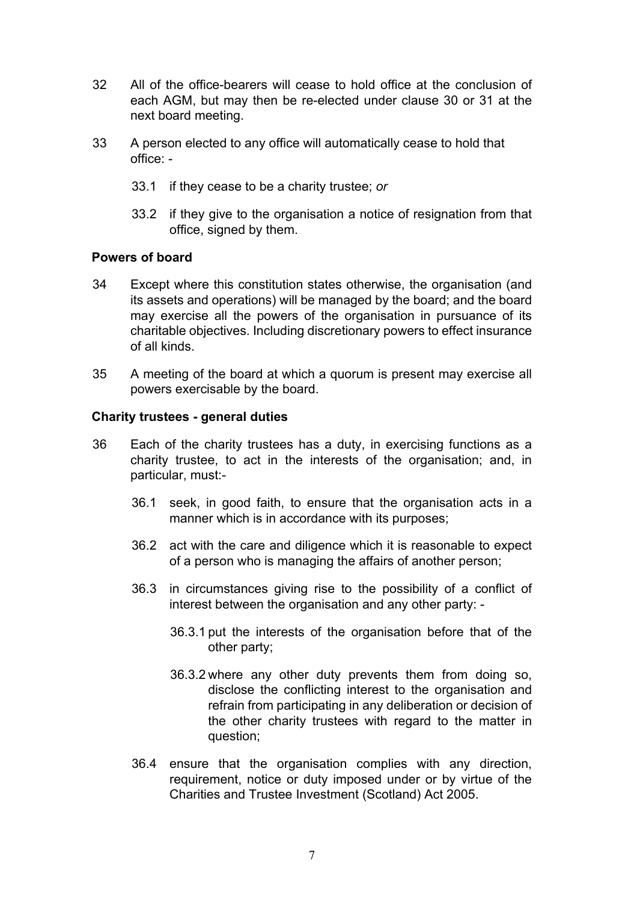32 All of the office-bearers will cease to hold office at the conclusion of each AGM, but may then be re-elected under clause 30 or 31 at the next board meeting.

33 A person elected to any office will automatically cease to hold that office: -

33.1 if they cease to be a charity trustee; *or*

33.2 if they give to the organisation a notice of resignation from that office, signed by them.

**Powers of board**

34 Except where this constitution states otherwise, the organisation (and its assets and operations) will be managed by the board; and the board may exercise all the powers of the organisation in pursuance of its charitable objectives. Including discretionary powers to effect insurance of all kinds.

35 A meeting of the board at which a quorum is present may exercise all powers exercisable by the board.

**Charity trustees - general duties**

36 Each of the charity trustees has a duty, in exercising functions as a charity trustee, to act in the interests of the organisation; and, in particular, must:-

36.1 seek, in good faith, to ensure that the organisation acts in a manner which is in accordance with its purposes;

36.2 act with the care and diligence which it is reasonable to expect of a person who is managing the affairs of another person;

36.3 in circumstances giving rise to the possibility of a conflict of interest between the organisation and any other party: -

36.3.1 put the interests of the organisation before that of the other party;

36.3.2 where any other duty prevents them from doing so, disclose the conflicting interest to the organisation and refrain from participating in any deliberation or decision of the other charity trustees with regard to the matter in question;

36.4 ensure that the organisation complies with any direction, requirement, notice or duty imposed under or by virtue of the Charities and Trustee Investment (Scotland) Act 2005.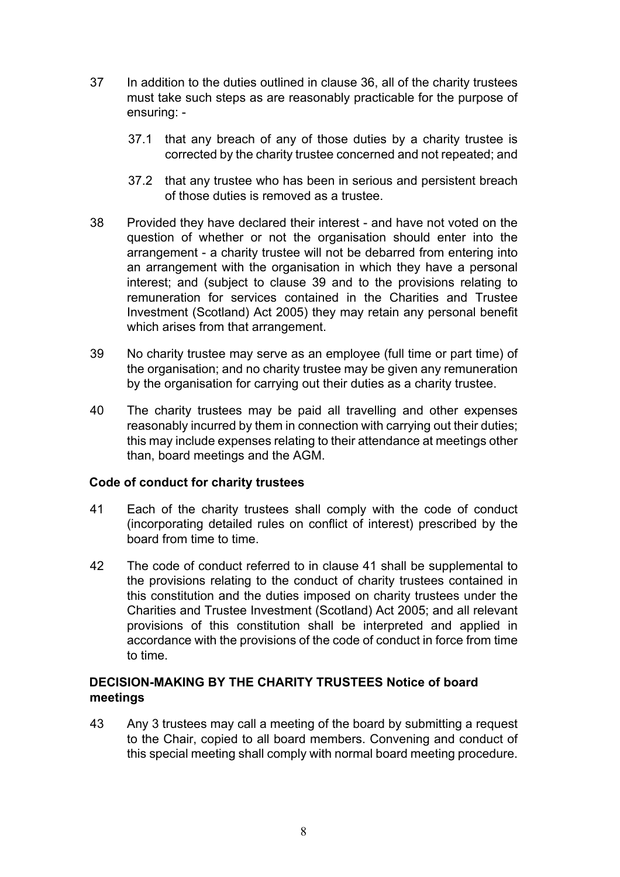37 In addition to the duties outlined in clause 36, all of the charity trustees must take such steps as are reasonably practicable for the purpose of ensuring: -

37.1 that any breach of any of those duties by a charity trustee is corrected by the charity trustee concerned and not repeated; and

37.2 that any trustee who has been in serious and persistent breach of those duties is removed as a trustee.

38 Provided they have declared their interest - and have not voted on the question of whether or not the organisation should enter into the arrangement - a charity trustee will not be debarred from entering into an arrangement with the organisation in which they have a personal interest; and (subject to clause 39 and to the provisions relating to remuneration for services contained in the Charities and Trustee Investment (Scotland) Act 2005) they may retain any personal benefit which arises from that arrangement.

39 No charity trustee may serve as an employee (full time or part time) of the organisation; and no charity trustee may be given any remuneration by the organisation for carrying out their duties as a charity trustee.

40 The charity trustees may be paid all travelling and other expenses reasonably incurred by them in connection with carrying out their duties; this may include expenses relating to their attendance at meetings other than, board meetings and the AGM.

**Code of conduct for charity trustees**

41 Each of the charity trustees shall comply with the code of conduct (incorporating detailed rules on conflict of interest) prescribed by the board from time to time.

42 The code of conduct referred to in clause 41 shall be supplemental to the provisions relating to the conduct of charity trustees contained in this constitution and the duties imposed on charity trustees under the Charities and Trustee Investment (Scotland) Act 2005; and all relevant provisions of this constitution shall be interpreted and applied in accordance with the provisions of the code of conduct in force from time to time.

**DECISION-MAKING BY THE CHARITY TRUSTEES Notice of board meetings**

43 Any 3 trustees may call a meeting of the board by submitting a request to the Chair, copied to all board members. Convening and conduct of this special meeting shall comply with normal board meeting procedure.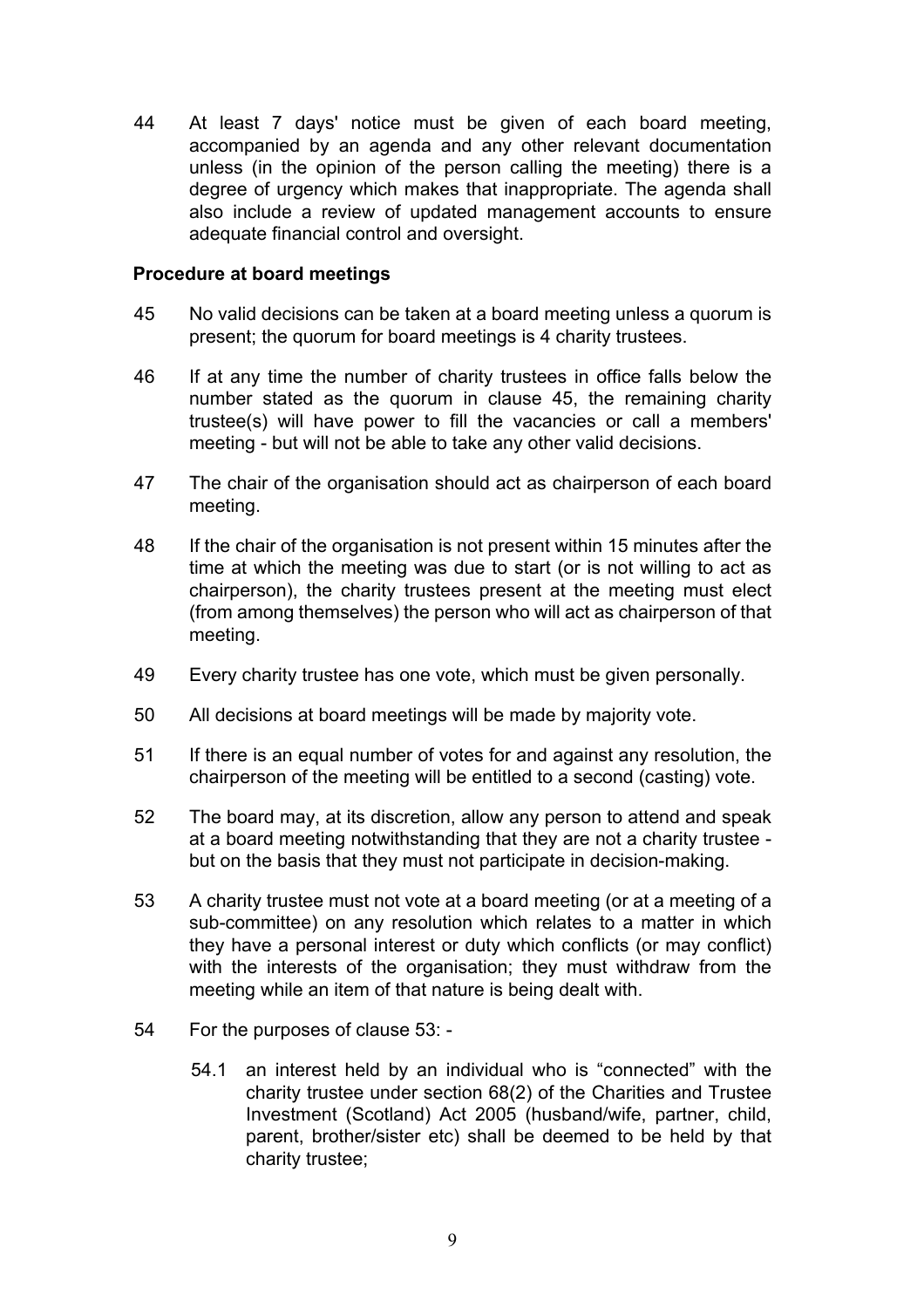44 At least 7 days' notice must be given of each board meeting, accompanied by an agenda and any other relevant documentation unless (in the opinion of the person calling the meeting) there is a degree of urgency which makes that inappropriate. The agenda shall also include a review of updated management accounts to ensure adequate financial control and oversight.

**Procedure at board meetings**

45 No valid decisions can be taken at a board meeting unless a quorum is present; the quorum for board meetings is 4 charity trustees.

46 If at any time the number of charity trustees in office falls below the number stated as the quorum in clause 45, the remaining charity trustee(s) will have power to fill the vacancies or call a members' meeting - but will not be able to take any other valid decisions.

47 The chair of the organisation should act as chairperson of each board meeting.

48 If the chair of the organisation is not present within 15 minutes after the time at which the meeting was due to start (or is not willing to act as chairperson), the charity trustees present at the meeting must elect (from among themselves) the person who will act as chairperson of that meeting.

49 Every charity trustee has one vote, which must be given personally.

50 All decisions at board meetings will be made by majority vote.

51 If there is an equal number of votes for and against any resolution, the chairperson of the meeting will be entitled to a second (casting) vote.

52 The board may, at its discretion, allow any person to attend and speak at a board meeting notwithstanding that they are not a charity trustee - but on the basis that they must not participate in decision-making.

53 A charity trustee must not vote at a board meeting (or at a meeting of a sub-committee) on any resolution which relates to a matter in which they have a personal interest or duty which conflicts (or may conflict) with the interests of the organisation; they must withdraw from the meeting while an item of that nature is being dealt with.

54 For the purposes of clause 53: -

54.1 an interest held by an individual who is "connected" with the charity trustee under section 68(2) of the Charities and Trustee Investment (Scotland) Act 2005 (husband/wife, partner, child, parent, brother/sister etc) shall be deemed to be held by that charity trustee;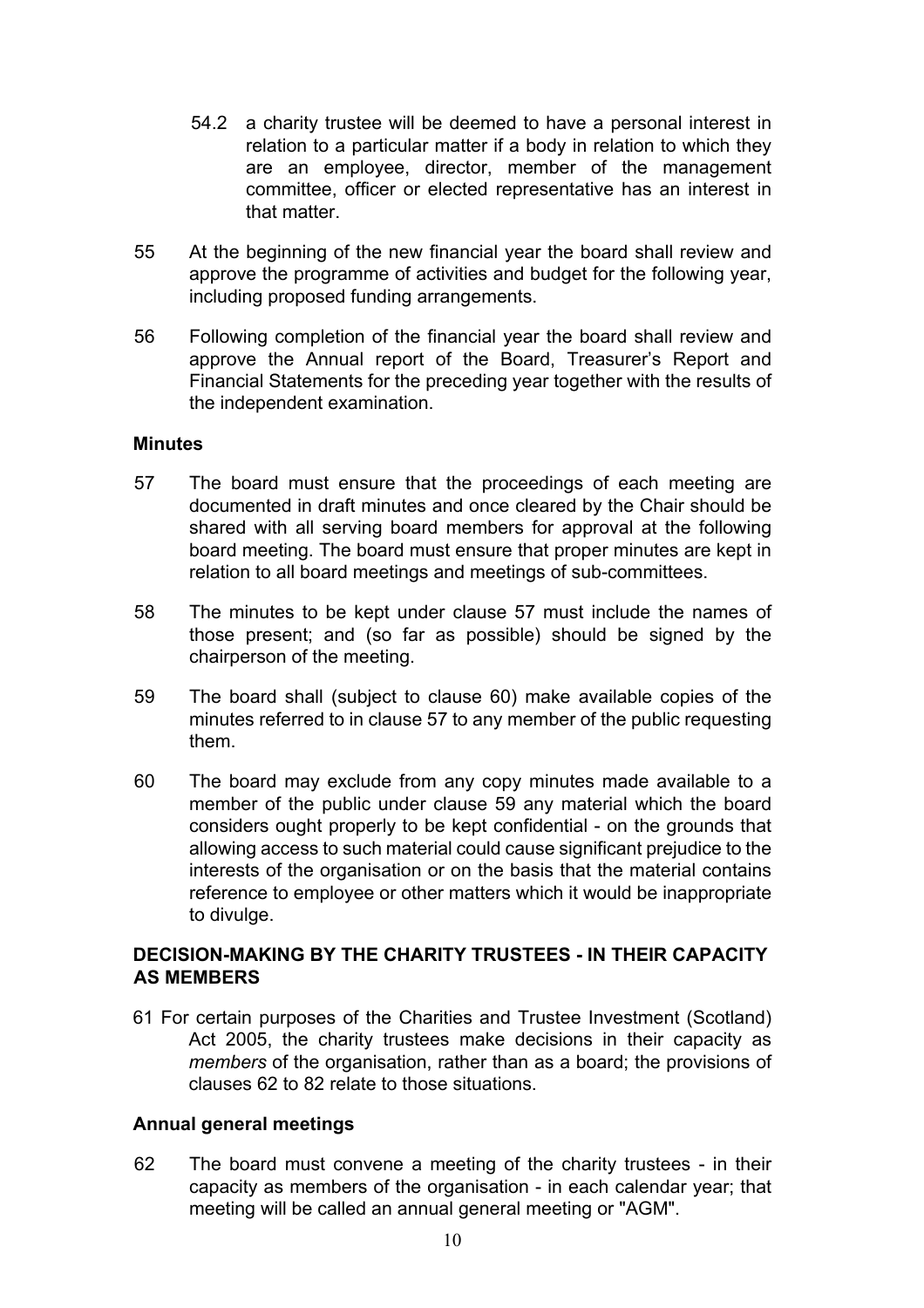54.2 a charity trustee will be deemed to have a personal interest in relation to a particular matter if a body in relation to which they are an employee, director, member of the management committee, officer or elected representative has an interest in that matter.

55 At the beginning of the new financial year the board shall review and approve the programme of activities and budget for the following year, including proposed funding arrangements.

56 Following completion of the financial year the board shall review and approve the Annual report of the Board, Treasurer's Report and Financial Statements for the preceding year together with the results of the independent examination.

**Minutes**

57 The board must ensure that the proceedings of each meeting are documented in draft minutes and once cleared by the Chair should be shared with all serving board members for approval at the following board meeting. The board must ensure that proper minutes are kept in relation to all board meetings and meetings of sub-committees.

58 The minutes to be kept under clause 57 must include the names of those present; and (so far as possible) should be signed by the chairperson of the meeting.

59 The board shall (subject to clause 60) make available copies of the minutes referred to in clause 57 to any member of the public requesting them.

60 The board may exclude from any copy minutes made available to a member of the public under clause 59 any material which the board considers ought properly to be kept confidential - on the grounds that allowing access to such material could cause significant prejudice to the interests of the organisation or on the basis that the material contains reference to employee or other matters which it would be inappropriate to divulge.

**DECISION-MAKING BY THE CHARITY TRUSTEES - IN THEIR CAPACITY AS MEMBERS**

61 For certain purposes of the Charities and Trustee Investment (Scotland) Act 2005, the charity trustees make decisions in their capacity as *members* of the organisation, rather than as a board; the provisions of clauses 62 to 82 relate to those situations.

**Annual general meetings**

62 The board must convene a meeting of the charity trustees - in their capacity as members of the organisation - in each calendar year; that meeting will be called an annual general meeting or "AGM".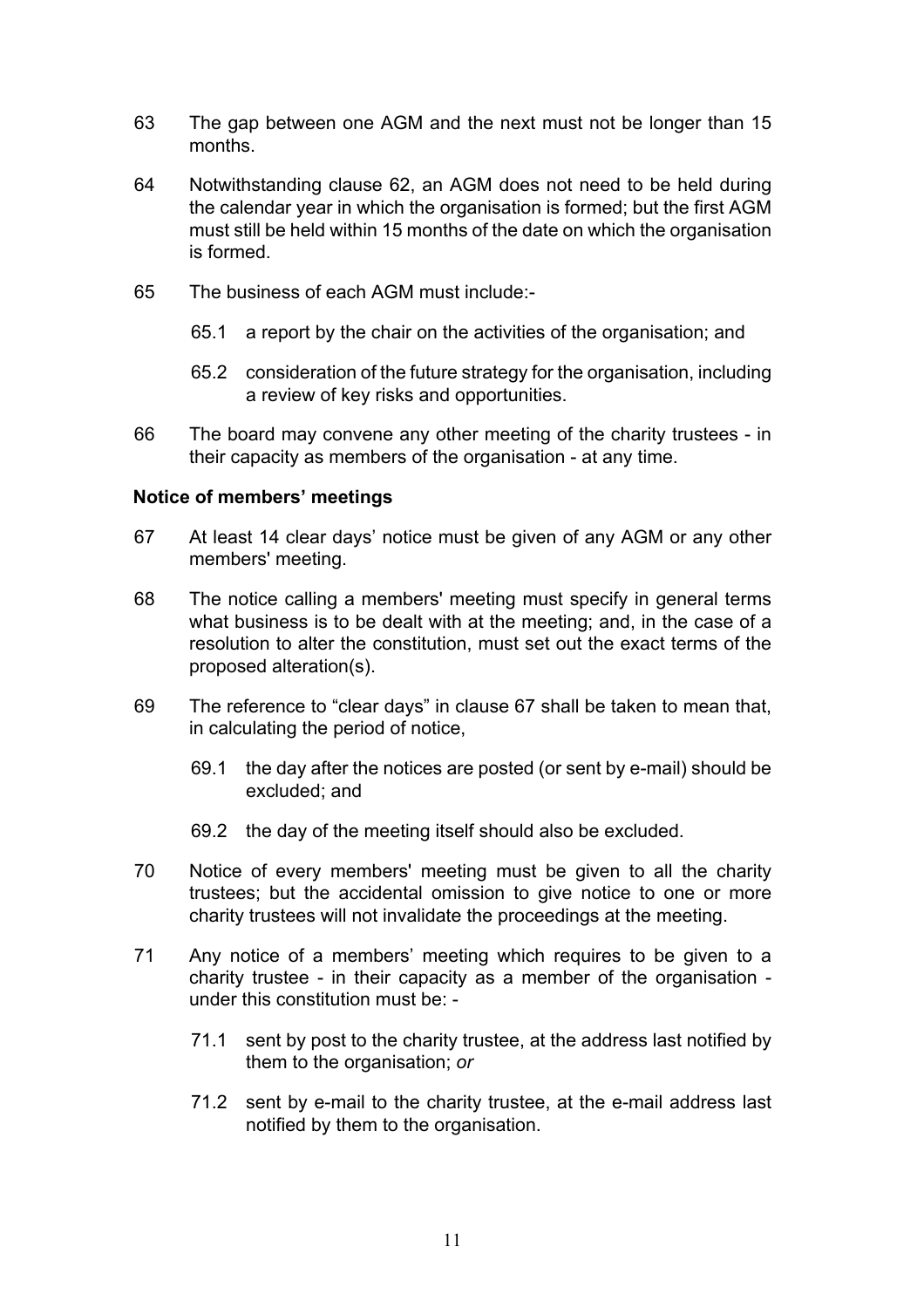63 The gap between one AGM and the next must not be longer than 15 months.

64 Notwithstanding clause 62, an AGM does not need to be held during the calendar year in which the organisation is formed; but the first AGM must still be held within 15 months of the date on which the organisation is formed.

65 The business of each AGM must include:-

  65.1 a report by the chair on the activities of the organisation; and

  65.2 consideration of the future strategy for the organisation, including a review of key risks and opportunities.

66 The board may convene any other meeting of the charity trustees - in their capacity as members of the organisation - at any time.

**Notice of members' meetings**

67 At least 14 clear days' notice must be given of any AGM or any other members' meeting.

68 The notice calling a members' meeting must specify in general terms what business is to be dealt with at the meeting; and, in the case of a resolution to alter the constitution, must set out the exact terms of the proposed alteration(s).

69 The reference to "clear days" in clause 67 shall be taken to mean that, in calculating the period of notice,

  69.1 the day after the notices are posted (or sent by e-mail) should be excluded; and

  69.2 the day of the meeting itself should also be excluded.

70 Notice of every members' meeting must be given to all the charity trustees; but the accidental omission to give notice to one or more charity trustees will not invalidate the proceedings at the meeting.

71 Any notice of a members' meeting which requires to be given to a charity trustee - in their capacity as a member of the organisation - under this constitution must be: -

  71.1 sent by post to the charity trustee, at the address last notified by them to the organisation; *or*

  71.2 sent by e-mail to the charity trustee, at the e-mail address last notified by them to the organisation.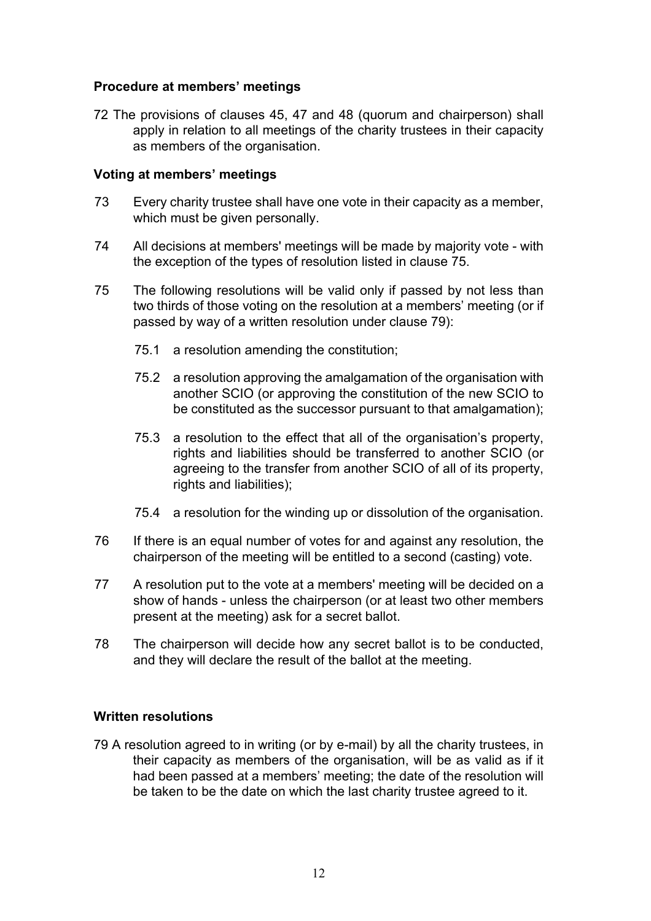**Procedure at members' meetings**

72 The provisions of clauses 45, 47 and 48 (quorum and chairperson) shall apply in relation to all meetings of the charity trustees in their capacity as members of the organisation.

**Voting at members' meetings**

73 Every charity trustee shall have one vote in their capacity as a member, which must be given personally.

74 All decisions at members' meetings will be made by majority vote - with the exception of the types of resolution listed in clause 75.

75 The following resolutions will be valid only if passed by not less than two thirds of those voting on the resolution at a members' meeting (or if passed by way of a written resolution under clause 79):

75.1 a resolution amending the constitution;

75.2 a resolution approving the amalgamation of the organisation with another SCIO (or approving the constitution of the new SCIO to be constituted as the successor pursuant to that amalgamation);

75.3 a resolution to the effect that all of the organisation's property, rights and liabilities should be transferred to another SCIO (or agreeing to the transfer from another SCIO of all of its property, rights and liabilities);

75.4 a resolution for the winding up or dissolution of the organisation.

76 If there is an equal number of votes for and against any resolution, the chairperson of the meeting will be entitled to a second (casting) vote.

77 A resolution put to the vote at a members' meeting will be decided on a show of hands - unless the chairperson (or at least two other members present at the meeting) ask for a secret ballot.

78 The chairperson will decide how any secret ballot is to be conducted, and they will declare the result of the ballot at the meeting.

**Written resolutions**

79 A resolution agreed to in writing (or by e-mail) by all the charity trustees, in their capacity as members of the organisation, will be as valid as if it had been passed at a members' meeting; the date of the resolution will be taken to be the date on which the last charity trustee agreed to it.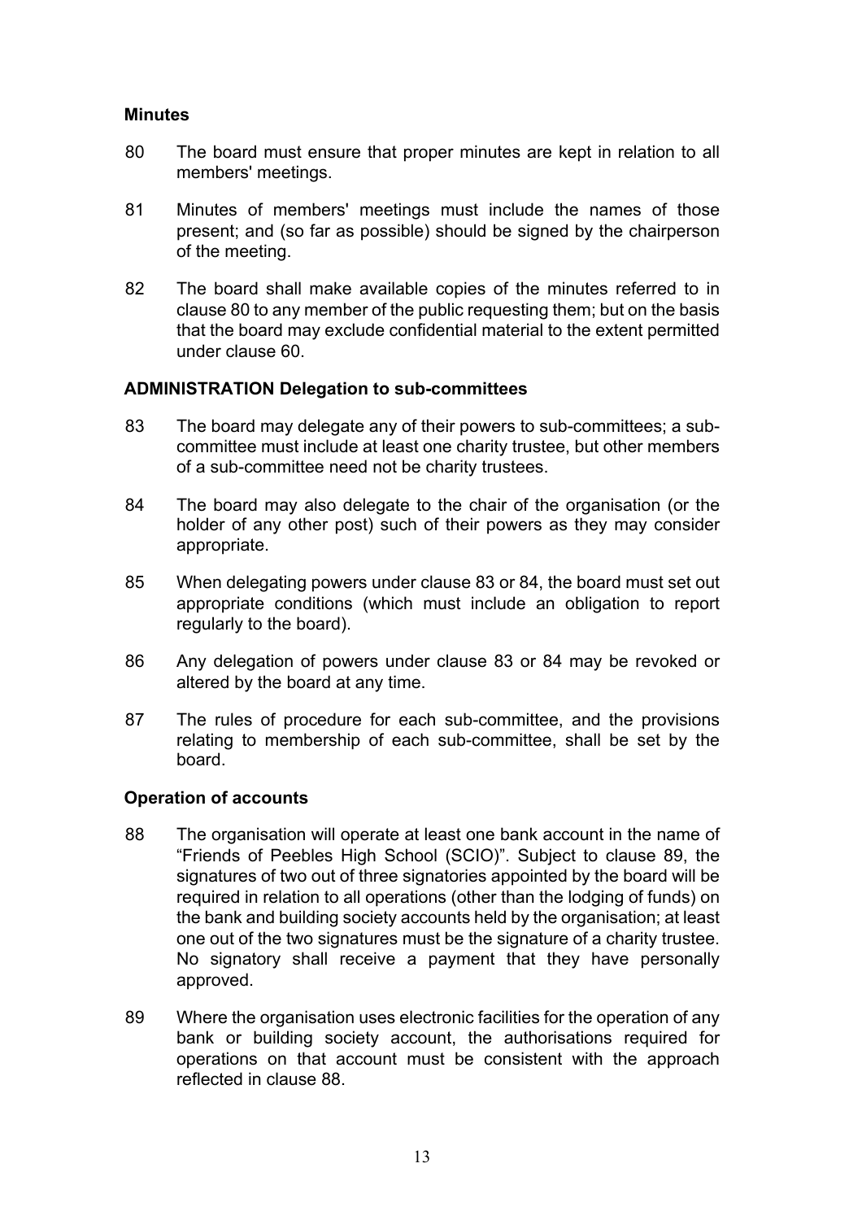**Minutes**

80 The board must ensure that proper minutes are kept in relation to all members' meetings.

81 Minutes of members' meetings must include the names of those present; and (so far as possible) should be signed by the chairperson of the meeting.

82 The board shall make available copies of the minutes referred to in clause 80 to any member of the public requesting them; but on the basis that the board may exclude confidential material to the extent permitted under clause 60.

**ADMINISTRATION Delegation to sub-committees**

83 The board may delegate any of their powers to sub-committees; a sub-committee must include at least one charity trustee, but other members of a sub-committee need not be charity trustees.

84 The board may also delegate to the chair of the organisation (or the holder of any other post) such of their powers as they may consider appropriate.

85 When delegating powers under clause 83 or 84, the board must set out appropriate conditions (which must include an obligation to report regularly to the board).

86 Any delegation of powers under clause 83 or 84 may be revoked or altered by the board at any time.

87 The rules of procedure for each sub-committee, and the provisions relating to membership of each sub-committee, shall be set by the board.

**Operation of accounts**

88 The organisation will operate at least one bank account in the name of "Friends of Peebles High School (SCIO)". Subject to clause 89, the signatures of two out of three signatories appointed by the board will be required in relation to all operations (other than the lodging of funds) on the bank and building society accounts held by the organisation; at least one out of the two signatures must be the signature of a charity trustee. No signatory shall receive a payment that they have personally approved.

89 Where the organisation uses electronic facilities for the operation of any bank or building society account, the authorisations required for operations on that account must be consistent with the approach reflected in clause 88.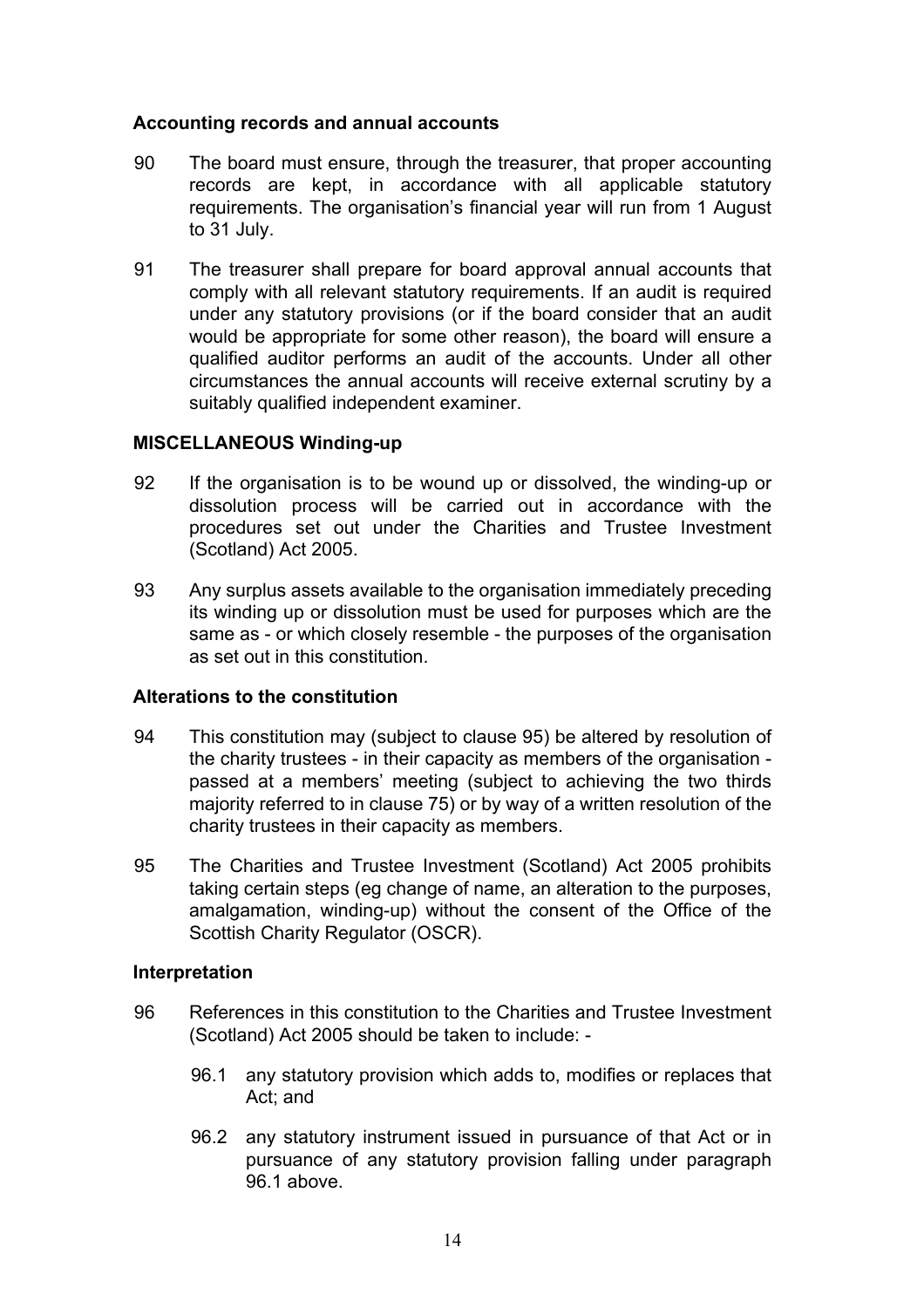### Accounting records and annual accounts

90 The board must ensure, through the treasurer, that proper accounting records are kept, in accordance with all applicable statutory requirements. The organisation's financial year will run from 1 August to 31 July.

91 The treasurer shall prepare for board approval annual accounts that comply with all relevant statutory requirements. If an audit is required under any statutory provisions (or if the board consider that an audit would be appropriate for some other reason), the board will ensure a qualified auditor performs an audit of the accounts. Under all other circumstances the annual accounts will receive external scrutiny by a suitably qualified independent examiner.

### MISCELLANEOUS Winding-up

92 If the organisation is to be wound up or dissolved, the winding-up or dissolution process will be carried out in accordance with the procedures set out under the Charities and Trustee Investment (Scotland) Act 2005.

93 Any surplus assets available to the organisation immediately preceding its winding up or dissolution must be used for purposes which are the same as - or which closely resemble - the purposes of the organisation as set out in this constitution.

### Alterations to the constitution

94 This constitution may (subject to clause 95) be altered by resolution of the charity trustees - in their capacity as members of the organisation - passed at a members' meeting (subject to achieving the two thirds majority referred to in clause 75) or by way of a written resolution of the charity trustees in their capacity as members.

95 The Charities and Trustee Investment (Scotland) Act 2005 prohibits taking certain steps (eg change of name, an alteration to the purposes, amalgamation, winding-up) without the consent of the Office of the Scottish Charity Regulator (OSCR).

### Interpretation

96 References in this constitution to the Charities and Trustee Investment (Scotland) Act 2005 should be taken to include: -

- 96.1 any statutory provision which adds to, modifies or replaces that Act; and
- 96.2 any statutory instrument issued in pursuance of that Act or in pursuance of any statutory provision falling under paragraph 96.1 above.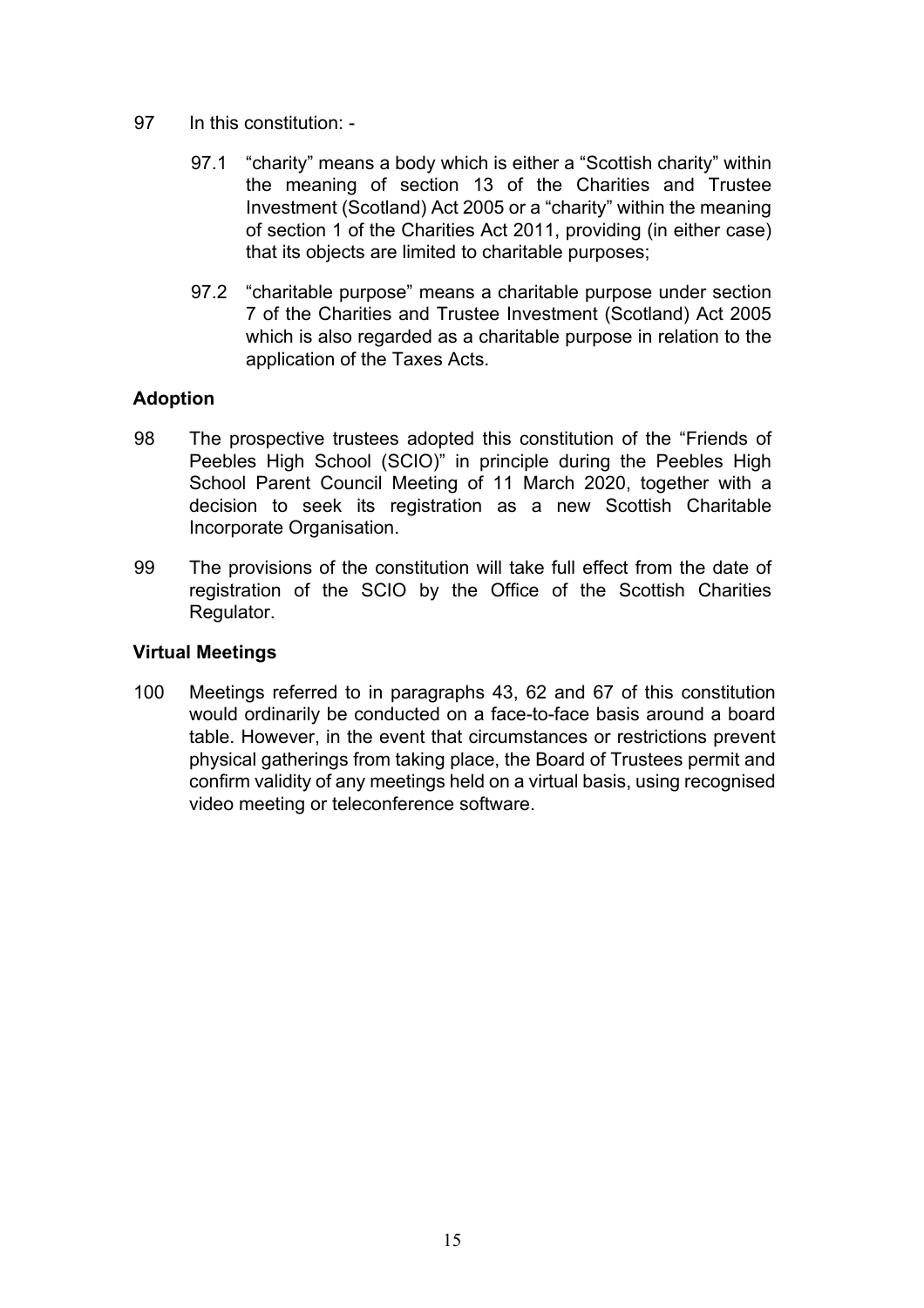97 In this constitution: -

   97.1 "charity" means a body which is either a "Scottish charity" within the meaning of section 13 of the Charities and Trustee Investment (Scotland) Act 2005 or a "charity" within the meaning of section 1 of the Charities Act 2011, providing (in either case) that its objects are limited to charitable purposes;

   97.2 "charitable purpose" means a charitable purpose under section 7 of the Charities and Trustee Investment (Scotland) Act 2005 which is also regarded as a charitable purpose in relation to the application of the Taxes Acts.

**Adoption**

98 The prospective trustees adopted this constitution of the "Friends of Peebles High School (SCIO)" in principle during the Peebles High School Parent Council Meeting of 11 March 2020, together with a decision to seek its registration as a new Scottish Charitable Incorporate Organisation.

99 The provisions of the constitution will take full effect from the date of registration of the SCIO by the Office of the Scottish Charities Regulator.

**Virtual Meetings**

100 Meetings referred to in paragraphs 43, 62 and 67 of this constitution would ordinarily be conducted on a face-to-face basis around a board table. However, in the event that circumstances or restrictions prevent physical gatherings from taking place, the Board of Trustees permit and confirm validity of any meetings held on a virtual basis, using recognised video meeting or teleconference software.